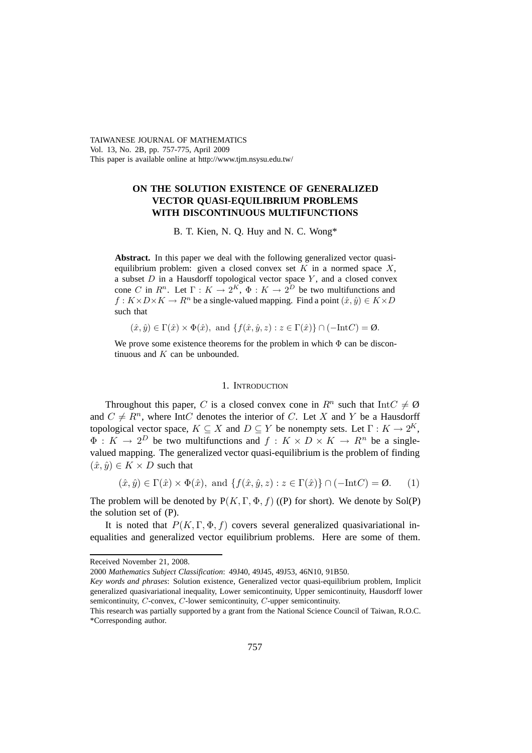# ON THE SOLUTION EXISTENCE OF GENERALIZED VECTOR QUASI-EQUILIBRIUM PROBLEMS WITH DISCONTINUOUS MULTIFUNCTIONS

B. T. Kien, N. Q. Huy and N. C. Wong*

**Abstract.** In this paper we deal with the following generalized vector quasi-equilibrium problem: given a closed convex set $K$ in a normed space $X$, a subset $D$ in a Hausdorff topological vector space $Y$, and a closed convex cone $C$ in $R^n$. Let $\Gamma : K \to 2^K$, $\Phi : K \to 2^D$ be two multifunctions and $f : K \times D \times K \to R^n$ be a single-valued mapping. Find a point $(\hat{x}, \hat{y}) \in K \times D$ such that

$$(\hat{x}, \hat{y}) \in \Gamma(\hat{x}) \times \Phi(\hat{x}), \text{ and } \{f(\hat{x}, \hat{y}, z) : z \in \Gamma(\hat{x})\} \cap (-\text{Int}C) = \emptyset.$$

We prove some existence theorems for the problem in which $\Phi$ can be discontinuous and $K$ can be unbounded.

## 1. Introduction

Throughout this paper, $C$ is a closed convex cone in $R^n$ such that $\text{Int}C \neq \emptyset$ and $C \neq R^n$, where Int$C$ denotes the interior of $C$. Let $X$ and $Y$ be a Hausdorff topological vector space, $K \subseteq X$ and $D \subseteq Y$ be nonempty sets. Let $\Gamma : K \to 2^K$, $\Phi : K \to 2^D$ be two multifunctions and $f : K \times D \times K \to R^n$ be a single-valued mapping. The generalized vector quasi-equilibrium is the problem of finding $(\hat{x}, \hat{y}) \in K \times D$ such that

$$(\hat{x}, \hat{y}) \in \Gamma(\hat{x}) \times \Phi(\hat{x}), \text{ and } \{f(\hat{x}, \hat{y}, z) : z \in \Gamma(\hat{x})\} \cap (-\text{Int}C) = \emptyset. \qquad (1)$$

The problem will be denoted by $\text{P}(K, \Gamma, \Phi, f)$ ((P) for short). We denote by Sol(P) the solution set of (P).

It is noted that $P(K, \Gamma, \Phi, f)$ covers several generalized quasivariational inequalities and generalized vector equilibrium problems. Here are some of them.

---

Received November 21, 2008.

2000 *Mathematics Subject Classification*: 49J40, 49J45, 49J53, 46N10, 91B50.

*Key words and phrases*: Solution existence, Generalized vector quasi-equilibrium problem, Implicit generalized quasivariational inequality, Lower semicontinuity, Upper semicontinuity, Hausdorff lower semicontinuity, $C$-convex, $C$-lower semicontinuity, $C$-upper semicontinuity.

This research was partially supported by a grant from the National Science Council of Taiwan, R.O.C.

*Corresponding author.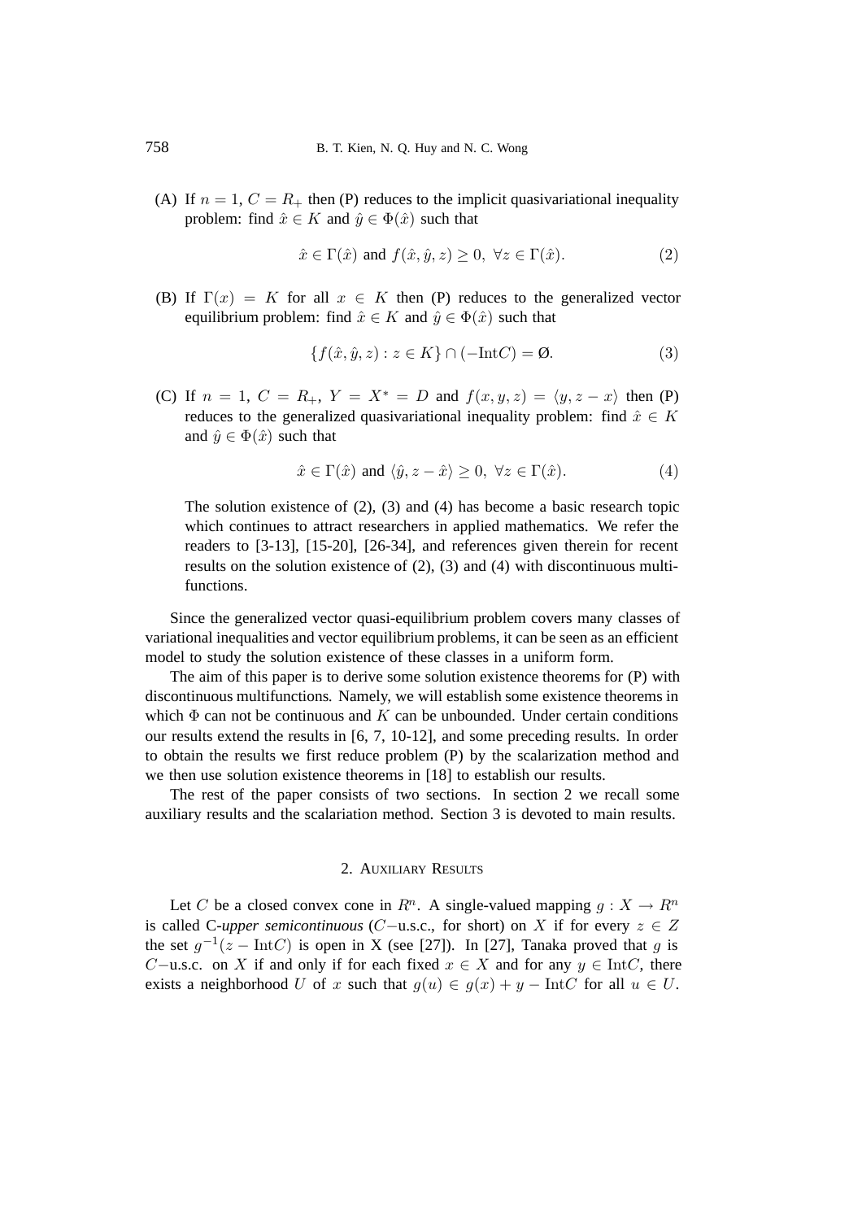(A) If $n = 1$, $C = R_+$ then (P) reduces to the implicit quasivariational inequality problem: find $\hat{x} \in K$ and $\hat{y} \in \Phi(\hat{x})$ such that

$$\hat{x} \in \Gamma(\hat{x}) \text{ and } f(\hat{x}, \hat{y}, z) \geq 0, \ \forall z \in \Gamma(\hat{x}). \tag{2}$$

(B) If $\Gamma(x) = K$ for all $x \in K$ then (P) reduces to the generalized vector equilibrium problem: find $\hat{x} \in K$ and $\hat{y} \in \Phi(\hat{x})$ such that

$$\{f(\hat{x}, \hat{y}, z) : z \in K\} \cap (-\text{Int}C) = \emptyset. \tag{3}$$

(C) If $n = 1$, $C = R_+$, $Y = X^* = D$ and $f(x, y, z) = \langle y, z - x \rangle$ then (P) reduces to the generalized quasivariational inequality problem: find $\hat{x} \in K$ and $\hat{y} \in \Phi(\hat{x})$ such that

$$\hat{x} \in \Gamma(\hat{x}) \text{ and } \langle \hat{y}, z - \hat{x} \rangle \geq 0, \ \forall z \in \Gamma(\hat{x}). \tag{4}$$

The solution existence of (2), (3) and (4) has become a basic research topic which continues to attract researchers in applied mathematics. We refer the readers to [3-13], [15-20], [26-34], and references given therein for recent results on the solution existence of (2), (3) and (4) with discontinuous multifunctions.

Since the generalized vector quasi-equilibrium problem covers many classes of variational inequalities and vector equilibrium problems, it can be seen as an efficient model to study the solution existence of these classes in a uniform form.

The aim of this paper is to derive some solution existence theorems for (P) with discontinuous multifunctions. Namely, we will establish some existence theorems in which $\Phi$ can not be continuous and $K$ can be unbounded. Under certain conditions our results extend the results in [6, 7, 10-12], and some preceding results. In order to obtain the results we first reduce problem (P) by the scalarization method and we then use solution existence theorems in [18] to establish our results.

The rest of the paper consists of two sections. In section 2 we recall some auxiliary results and the scalariation method. Section 3 is devoted to main results.

## 2. Auxiliary Results

Let $C$ be a closed convex cone in $R^n$. A single-valued mapping $g : X \to R^n$ is called C-*upper semicontinuous* ($C-$u.s.c., for short) on $X$ if for every $z \in Z$ the set $g^{-1}(z - \text{Int}C)$ is open in X (see [27]). In [27], Tanaka proved that $g$ is $C-$u.s.c. on $X$ if and only if for each fixed $x \in X$ and for any $y \in \text{Int}C$, there exists a neighborhood $U$ of $x$ such that $g(u) \in g(x) + y - \text{Int}C$ for all $u \in U$.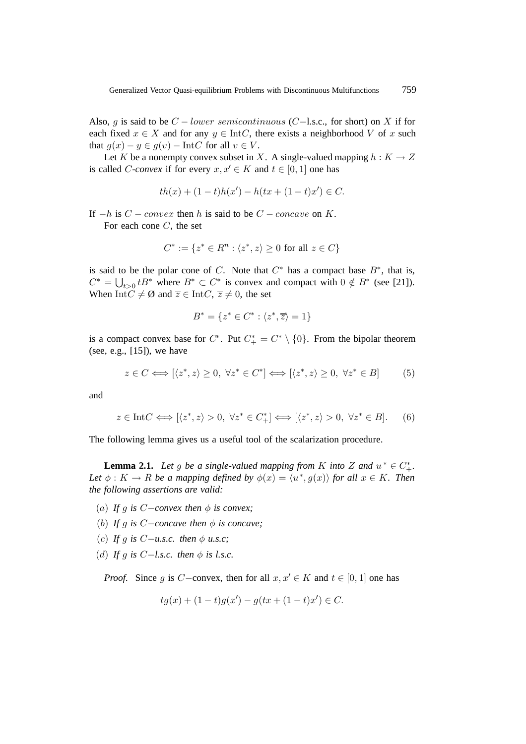Also, $g$ is said to be $C - lower\ semicontinuous$ ($C-$l.s.c., for short) on $X$ if for each fixed $x \in X$ and for any $y \in \text{Int}C$, there exists a neighborhood $V$ of $x$ such that $g(x) - y \in g(v) - \text{Int}C$ for all $v \in V$.

Let $K$ be a nonempty convex subset in $X$. A single-valued mapping $h : K \to Z$ is called *$C$-convex* if for every $x, x' \in K$ and $t \in [0, 1]$ one has

$$th(x) + (1-t)h(x') - h(tx + (1-t)x') \in C.$$

If $-h$ is $C - convex$ then $h$ is said to be $C - concave$ on $K$.

For each cone $C$, the set

$$C^* := \{z^* \in R^n : \langle z^*, z \rangle \geq 0 \text{ for all } z \in C\}$$

is said to be the polar cone of $C$. Note that $C^*$ has a compact base $B^*$, that is, $C^* = \bigcup_{t>0} tB^*$ where $B^* \subset C^*$ is convex and compact with $0 \notin B^*$ (see [21]). When $\text{Int}C \neq \emptyset$ and $\overline{z} \in \text{Int}C$, $\overline{z} \neq 0$, the set

$$B^* = \{z^* \in C^* : \langle z^*, \overline{z} \rangle = 1\}$$

is a compact convex base for $C^*$. Put $C^*_+ = C^* \setminus \{0\}$. From the bipolar theorem (see, e.g., [15]), we have

$$z \in C \iff [\langle z^*, z \rangle \geq 0,\ \forall z^* \in C^*] \iff [\langle z^*, z \rangle \geq 0,\ \forall z^* \in B] \tag{5}$$

and

$$z \in \text{Int}C \iff [\langle z^*, z \rangle > 0,\ \forall z^* \in C^*_+] \iff [\langle z^*, z \rangle > 0,\ \forall z^* \in B]. \tag{6}$$

The following lemma gives us a useful tool of the scalarization procedure.

**Lemma 2.1.** *Let $g$ be a single-valued mapping from $K$ into $Z$ and $u^* \in C^*_+$. Let $\phi : K \to R$ be a mapping defined by $\phi(x) = \langle u^*, g(x) \rangle$ for all $x \in K$. Then the following assertions are valid:*

- $(a)$ *If $g$ is $C-$convex then $\phi$ is convex;*
- $(b)$ *If $g$ is $C-$concave then $\phi$ is concave;*
- $(c)$ *If $g$ is $C-$u.s.c. then $\phi$ u.s.c;*
- $(d)$ *If $g$ is $C-$l.s.c. then $\phi$ is l.s.c.*

*Proof.* Since $g$ is $C-$convex, then for all $x, x' \in K$ and $t \in [0, 1]$ one has

$$tg(x) + (1-t)g(x') - g(tx + (1-t)x') \in C.$$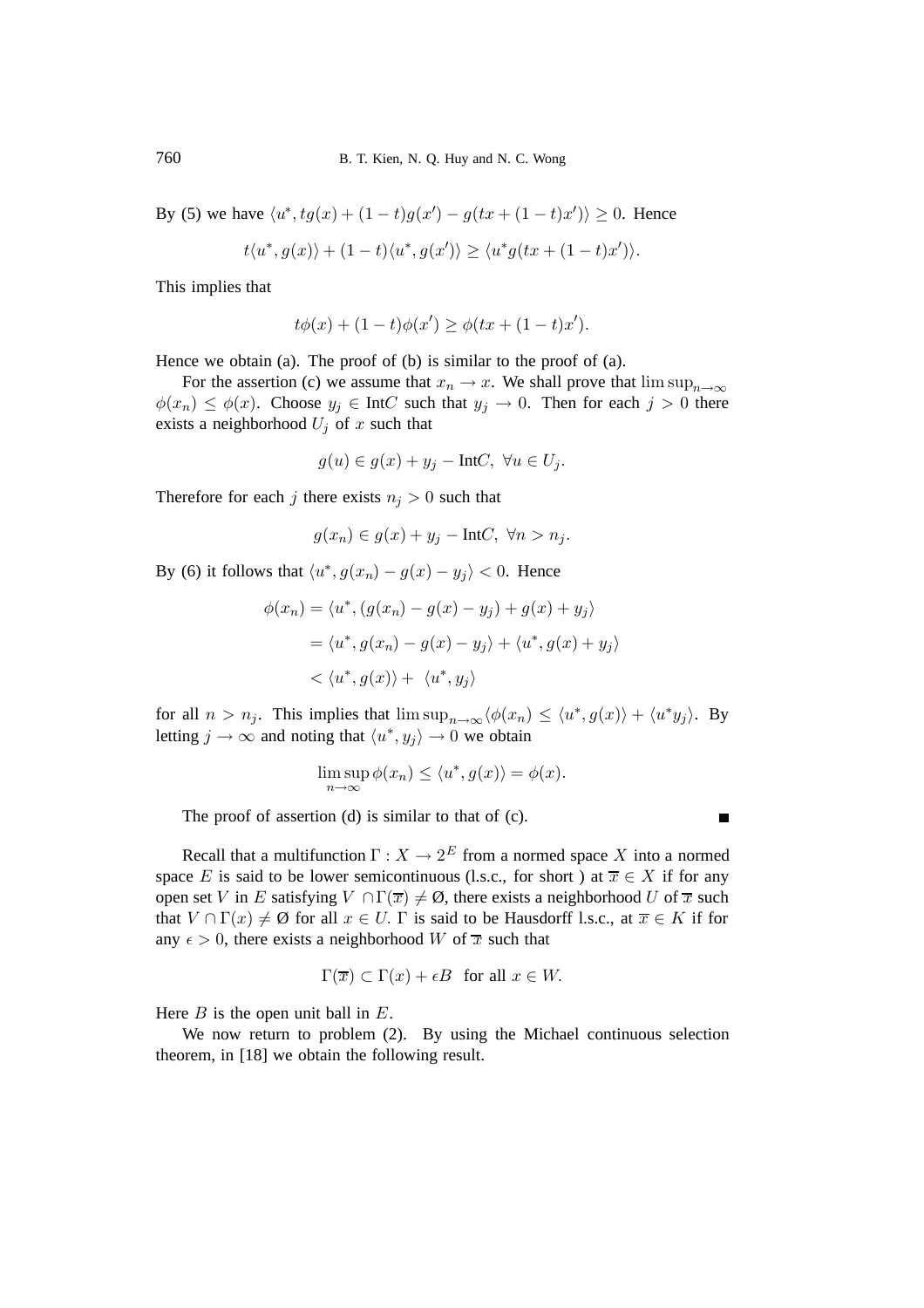By (5) we have $\langle u^*, tg(x) + (1-t)g(x') - g(tx + (1-t)x')\rangle \geq 0$. Hence

$$t\langle u^*, g(x)\rangle + (1-t)\langle u^*, g(x')\rangle \geq \langle u^* g(tx + (1-t)x')\rangle.$$

This implies that

$$t\phi(x) + (1-t)\phi(x') \geq \phi(tx + (1-t)x').$$

Hence we obtain (a). The proof of (b) is similar to the proof of (a).

For the assertion (c) we assume that $x_n \to x$. We shall prove that $\limsup_{n\to\infty} \phi(x_n) \leq \phi(x)$. Choose $y_j \in \text{Int}C$ such that $y_j \to 0$. Then for each $j > 0$ there exists a neighborhood $U_j$ of $x$ such that

$$g(u) \in g(x) + y_j - \text{Int}C, \ \forall u \in U_j.$$

Therefore for each $j$ there exists $n_j > 0$ such that

$$g(x_n) \in g(x) + y_j - \text{Int}C, \ \forall n > n_j.$$

By (6) it follows that $\langle u^*, g(x_n) - g(x) - y_j\rangle < 0$. Hence

$$\begin{aligned}
\phi(x_n) &= \langle u^*, (g(x_n) - g(x) - y_j) + g(x) + y_j\rangle \\
&= \langle u^*, g(x_n) - g(x) - y_j\rangle + \langle u^*, g(x) + y_j\rangle \\
&< \langle u^*, g(x)\rangle + \ \langle u^*, y_j\rangle
\end{aligned}$$

for all $n > n_j$. This implies that $\limsup_{n\to\infty}\langle\phi(x_n) \leq \langle u^*, g(x)\rangle + \langle u^* y_j\rangle$. By letting $j \to \infty$ and noting that $\langle u^*, y_j\rangle \to 0$ we obtain

$$\limsup_{n\to\infty} \phi(x_n) \leq \langle u^*, g(x)\rangle = \phi(x).$$

The proof of assertion (d) is similar to that of (c). ∎

Recall that a multifunction $\Gamma : X \to 2^E$ from a normed space $X$ into a normed space $E$ is said to be lower semicontinuous (l.s.c., for short ) at $\overline{x} \in X$ if for any open set $V$ in $E$ satisfying $V \cap \Gamma(\overline{x}) \neq \emptyset$, there exists a neighborhood $U$ of $\overline{x}$ such that $V \cap \Gamma(x) \neq \emptyset$ for all $x \in U$. $\Gamma$ is said to be Hausdorff l.s.c., at $\overline{x} \in K$ if for any $\epsilon > 0$, there exists a neighborhood $W$ of $\overline{x}$ such that

$$\Gamma(\overline{x}) \subset \Gamma(x) + \epsilon B \ \text{ for all } x \in W.$$

Here $B$ is the open unit ball in $E$.

We now return to problem (2). By using the Michael continuous selection theorem, in [18] we obtain the following result.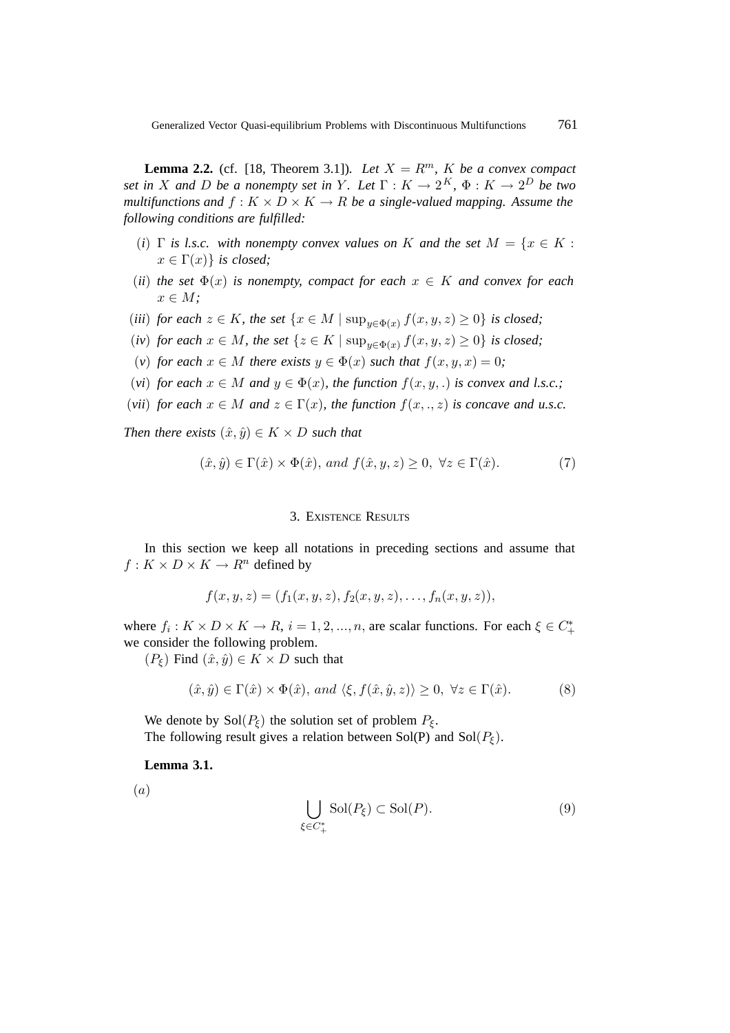**Lemma 2.2.** (cf. [18, Theorem 3.1]). *Let $X = R^m$, $K$ be a convex compact set in $X$ and $D$ be a nonempty set in $Y$. Let $\Gamma : K \to 2^K$, $\Phi : K \to 2^D$ be two multifunctions and $f : K \times D \times K \to R$ be a single-valued mapping. Assume the following conditions are fulfilled:*

- $(i)$ *$\Gamma$ is l.s.c. with nonempty convex values on $K$ and the set $M = \{x \in K : x \in \Gamma(x)\}$ is closed;*
- $(ii)$ *the set $\Phi(x)$ is nonempty, compact for each $x \in K$ and convex for each $x \in M$;*
- $(iii)$ *for each $z \in K$, the set $\{x \in M \mid \sup_{y \in \Phi(x)} f(x, y, z) \geq 0\}$ is closed;*
- $(iv)$ *for each $x \in M$, the set $\{z \in K \mid \sup_{y \in \Phi(x)} f(x, y, z) \geq 0\}$ is closed;*
- $(v)$ *for each $x \in M$ there exists $y \in \Phi(x)$ such that $f(x, y, x) = 0$;*
- $(vi)$ *for each $x \in M$ and $y \in \Phi(x)$, the function $f(x, y, .)$ is convex and l.s.c.;*
- $(vii)$ *for each $x \in M$ and $z \in \Gamma(x)$, the function $f(x, ., z)$ is concave and u.s.c.*

*Then there exists $(\hat{x}, \hat{y}) \in K \times D$ such that*

$$(\hat{x}, \hat{y}) \in \Gamma(\hat{x}) \times \Phi(\hat{x}), \; and \; f(\hat{x}, y, z) \geq 0, \; \forall z \in \Gamma(\hat{x}). \tag{7}$$

## 3. Existence Results

In this section we keep all notations in preceding sections and assume that $f : K \times D \times K \to R^n$ defined by

$$f(x, y, z) = (f_1(x, y, z), f_2(x, y, z), \ldots, f_n(x, y, z)),$$

where $f_i : K \times D \times K \to R$, $i = 1, 2, ..., n$, are scalar functions. For each $\xi \in C_+^*$ we consider the following problem.

$(P_\xi)$ Find $(\hat{x}, \hat{y}) \in K \times D$ such that

$$(\hat{x}, \hat{y}) \in \Gamma(\hat{x}) \times \Phi(\hat{x}), \; and \; \langle \xi, f(\hat{x}, \hat{y}, z) \rangle \geq 0, \; \forall z \in \Gamma(\hat{x}). \tag{8}$$

We denote by $\text{Sol}(P_\xi)$ the solution set of problem $P_\xi$.

The following result gives a relation between Sol(P) and $\text{Sol}(P_\xi)$.

**Lemma 3.1.**

$(a)$

$$\bigcup_{\xi \in C_+^*} \text{Sol}(P_\xi) \subset \text{Sol}(P). \tag{9}$$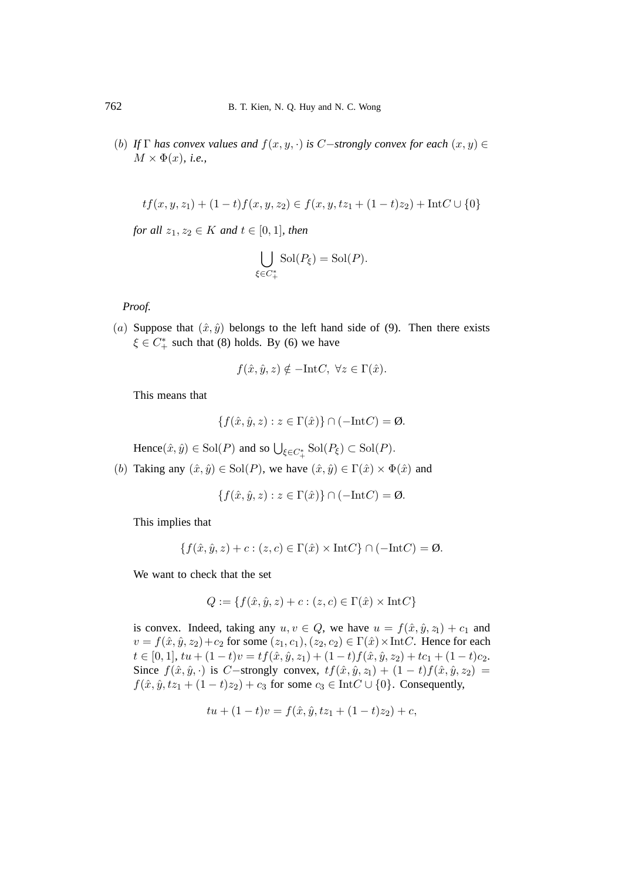$(b)$ *If $\Gamma$ has convex values and $f(x, y, \cdot)$ is $C-$strongly convex for each $(x, y) \in M \times \Phi(x)$, i.e.,*

$$tf(x, y, z_1) + (1-t)f(x, y, z_2) \in f(x, y, tz_1 + (1-t)z_2) + \text{Int}C \cup \{0\}$$

*for all $z_1, z_2 \in K$ and $t \in [0, 1]$, then*

$$\bigcup_{\xi \in C_+^*} \text{Sol}(P_\xi) = \text{Sol}(P).$$

*Proof.*

$(a)$ Suppose that $(\hat{x}, \hat{y})$ belongs to the left hand side of (9). Then there exists $\xi \in C_+^*$ such that (8) holds. By (6) we have

$$f(\hat{x}, \hat{y}, z) \notin -\text{Int}C, \ \forall z \in \Gamma(\hat{x}).$$

This means that

$$\{f(\hat{x}, \hat{y}, z) : z \in \Gamma(\hat{x})\} \cap (-\text{Int}C) = \emptyset.$$

Hence$(\hat{x}, \hat{y}) \in \text{Sol}(P)$ and so $\bigcup_{\xi \in C_+^*} \text{Sol}(P_\xi) \subset \text{Sol}(P)$.

$(b)$ Taking any $(\hat{x}, \hat{y}) \in \text{Sol}(P)$, we have $(\hat{x}, \hat{y}) \in \Gamma(\hat{x}) \times \Phi(\hat{x})$ and

$$\{f(\hat{x}, \hat{y}, z) : z \in \Gamma(\hat{x})\} \cap (-\text{Int}C) = \emptyset.$$

This implies that

$$\{f(\hat{x}, \hat{y}, z) + c : (z, c) \in \Gamma(\hat{x}) \times \text{Int}C\} \cap (-\text{Int}C) = \emptyset.$$

We want to check that the set

$$Q := \{f(\hat{x}, \hat{y}, z) + c : (z, c) \in \Gamma(\hat{x}) \times \text{Int}C\}$$

is convex. Indeed, taking any $u, v \in Q$, we have $u = f(\hat{x}, \hat{y}, z_1) + c_1$ and $v = f(\hat{x}, \hat{y}, z_2) + c_2$ for some $(z_1, c_1), (z_2, c_2) \in \Gamma(\hat{x}) \times \text{Int}C$. Hence for each $t \in [0, 1]$, $tu + (1-t)v = tf(\hat{x}, \hat{y}, z_1) + (1-t)f(\hat{x}, \hat{y}, z_2) + tc_1 + (1-t)c_2$. Since $f(\hat{x}, \hat{y}, \cdot)$ is $C-$strongly convex, $tf(\hat{x}, \hat{y}, z_1) + (1-t)f(\hat{x}, \hat{y}, z_2) = f(\hat{x}, \hat{y}, tz_1 + (1-t)z_2) + c_3$ for some $c_3 \in \text{Int}C \cup \{0\}$. Consequently,

$$tu + (1-t)v = f(\hat{x}, \hat{y}, tz_1 + (1-t)z_2) + c,$$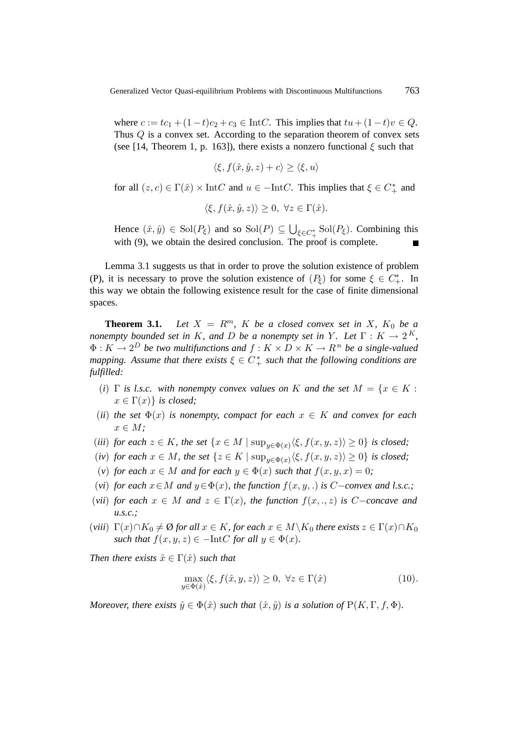where $c := tc_1 + (1-t)c_2 + c_3 \in \text{Int}C$. This implies that $tu + (1-t)v \in Q$. Thus $Q$ is a convex set. According to the separation theorem of convex sets (see [14, Theorem 1, p. 163]), there exists a nonzero functional $\xi$ such that

$$\langle \xi, f(\hat{x}, \hat{y}, z) + c \rangle \geq \langle \xi, u \rangle$$

for all $(z, c) \in \Gamma(\hat{x}) \times \text{Int}C$ and $u \in -\text{Int}C$. This implies that $\xi \in C^*_+$ and

$$\langle \xi, f(\hat{x}, \hat{y}, z) \rangle \geq 0, \ \forall z \in \Gamma(\hat{x}).$$

Hence $(\hat{x}, \hat{y}) \in \text{Sol}(P_\xi)$ and so $\text{Sol}(P) \subseteq \bigcup_{\xi \in C^*_+} \text{Sol}(P_\xi)$. Combining this with (9), we obtain the desired conclusion. The proof is complete. ∎

Lemma 3.1 suggests us that in order to prove the solution existence of problem (P), it is necessary to prove the solution existence of $(P_\xi)$ for some $\xi \in C^*_+$. In this way we obtain the following existence result for the case of finite dimensional spaces.

**Theorem 3.1.** *Let $X = R^m$, $K$ be a closed convex set in $X$, $K_0$ be a nonempty bounded set in $K$, and $D$ be a nonempty set in $Y$. Let $\Gamma : K \to 2^K$, $\Phi : K \to 2^D$ be two multifunctions and $f : K \times D \times K \to R^n$ be a single-valued mapping. Assume that there exists $\xi \in C^*_+$ such that the following conditions are fulfilled:*

- $(i)$ *$\Gamma$ is l.s.c. with nonempty convex values on $K$ and the set $M = \{x \in K : x \in \Gamma(x)\}$ is closed;*
- $(ii)$ *the set $\Phi(x)$ is nonempty, compact for each $x \in K$ and convex for each $x \in M$;*
- $(iii)$ *for each $z \in K$, the set $\{x \in M \mid \sup_{y \in \Phi(x)} \langle \xi, f(x, y, z) \rangle \geq 0\}$ is closed;*
- $(iv)$ *for each $x \in M$, the set $\{z \in K \mid \sup_{y \in \Phi(x)} \langle \xi, f(x, y, z) \rangle \geq 0\}$ is closed;*
- $(v)$ *for each $x \in M$ and for each $y \in \Phi(x)$ such that $f(x, y, x) = 0$;*
- $(vi)$ *for each $x \in M$ and $y \in \Phi(x)$, the function $f(x, y, .)$ is $C-$convex and l.s.c.;*
- $(vii)$ *for each $x \in M$ and $z \in \Gamma(x)$, the function $f(x, ., z)$ is $C-$concave and u.s.c.;*
- $(viii)$ *$\Gamma(x) \cap K_0 \neq \emptyset$ for all $x \in K$, for each $x \in M \setminus K_0$ there exists $z \in \Gamma(x) \cap K_0$ such that $f(x, y, z) \in -\text{Int}C$ for all $y \in \Phi(x)$.*

*Then there exists $\hat{x} \in \Gamma(\hat{x})$ such that*

$$\max_{y \in \Phi(\hat{x})} \langle \xi, f(\hat{x}, y, z) \rangle \geq 0, \ \forall z \in \Gamma(\hat{x}) \qquad (10).$$

*Moreover, there exists $\hat{y} \in \Phi(\hat{x})$ such that $(\hat{x}, \hat{y})$ is a solution of $\text{P}(K, \Gamma, f, \Phi)$.*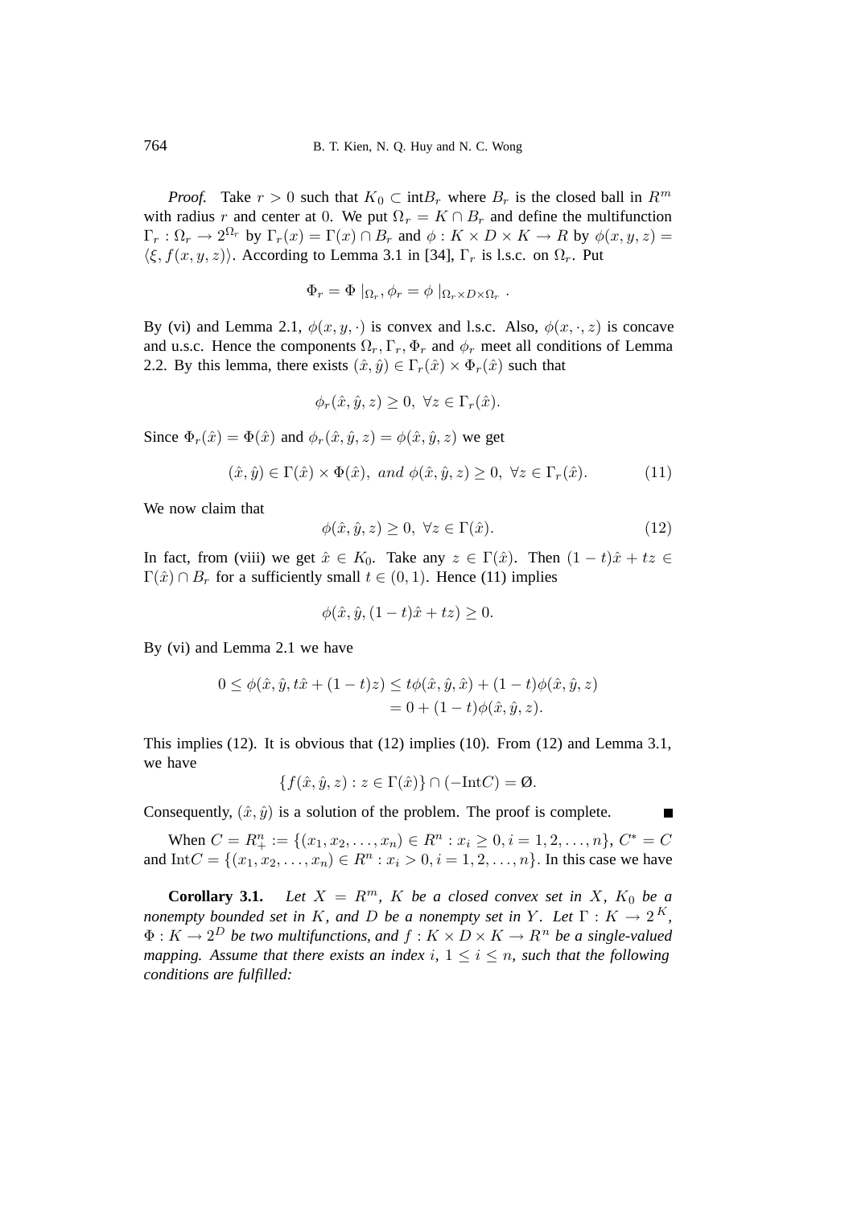*Proof.* Take $r > 0$ such that $K_0 \subset \text{int}B_r$ where $B_r$ is the closed ball in $R^m$ with radius $r$ and center at 0. We put $\Omega_r = K \cap B_r$ and define the multifunction $\Gamma_r : \Omega_r \to 2^{\Omega_r}$ by $\Gamma_r(x) = \Gamma(x) \cap B_r$ and $\phi : K \times D \times K \to R$ by $\phi(x, y, z) = \langle \xi, f(x, y, z) \rangle$. According to Lemma 3.1 in [34], $\Gamma_r$ is l.s.c. on $\Omega_r$. Put

$$\Phi_r = \Phi\mid_{\Omega_r}, \phi_r = \phi\mid_{\Omega_r \times D \times \Omega_r}.$$

By (vi) and Lemma 2.1, $\phi(x, y, \cdot)$ is convex and l.s.c. Also, $\phi(x, \cdot, z)$ is concave and u.s.c. Hence the components $\Omega_r, \Gamma_r, \Phi_r$ and $\phi_r$ meet all conditions of Lemma 2.2. By this lemma, there exists $(\hat{x}, \hat{y}) \in \Gamma_r(\hat{x}) \times \Phi_r(\hat{x})$ such that

$$\phi_r(\hat{x}, \hat{y}, z) \geq 0, \ \forall z \in \Gamma_r(\hat{x}).$$

Since $\Phi_r(\hat{x}) = \Phi(\hat{x})$ and $\phi_r(\hat{x}, \hat{y}, z) = \phi(\hat{x}, \hat{y}, z)$ we get

$$(\hat{x}, \hat{y}) \in \Gamma(\hat{x}) \times \Phi(\hat{x}), \ and \ \phi(\hat{x}, \hat{y}, z) \geq 0, \ \forall z \in \Gamma_r(\hat{x}). \tag{11}$$

We now claim that

$$\phi(\hat{x}, \hat{y}, z) \geq 0, \ \forall z \in \Gamma(\hat{x}). \tag{12}$$

In fact, from (viii) we get $\hat{x} \in K_0$. Take any $z \in \Gamma(\hat{x})$. Then $(1 - t)\hat{x} + tz \in \Gamma(\hat{x}) \cap B_r$ for a sufficiently small $t \in (0, 1)$. Hence (11) implies

$$\phi(\hat{x}, \hat{y}, (1 - t)\hat{x} + tz) \geq 0.$$

By (vi) and Lemma 2.1 we have

$$\begin{aligned} 0 \leq \phi(\hat{x}, \hat{y}, t\hat{x} + (1 - t)z) &\leq t\phi(\hat{x}, \hat{y}, \hat{x}) + (1 - t)\phi(\hat{x}, \hat{y}, z) \\ &= 0 + (1 - t)\phi(\hat{x}, \hat{y}, z). \end{aligned}$$

This implies (12). It is obvious that (12) implies (10). From (12) and Lemma 3.1, we have

$$\{f(\hat{x}, \hat{y}, z) : z \in \Gamma(\hat{x})\} \cap (-\text{Int}C) = \emptyset.$$

Consequently, $(\hat{x}, \hat{y})$ is a solution of the problem. The proof is complete. ■

When $C = R^n_+ := \{(x_1, x_2, \ldots, x_n) \in R^n : x_i \geq 0, i = 1, 2, \ldots, n\}$, $C^* = C$ and $\text{Int}C = \{(x_1, x_2, \ldots, x_n) \in R^n : x_i > 0, i = 1, 2, \ldots, n\}$. In this case we have

**Corollary 3.1.** *Let $X = R^m$, $K$ be a closed convex set in $X$, $K_0$ be a nonempty bounded set in $K$, and $D$ be a nonempty set in $Y$. Let $\Gamma : K \to 2^K$, $\Phi : K \to 2^D$ be two multifunctions, and $f : K \times D \times K \to R^n$ be a single-valued mapping. Assume that there exists an index $i$, $1 \leq i \leq n$, such that the following conditions are fulfilled:*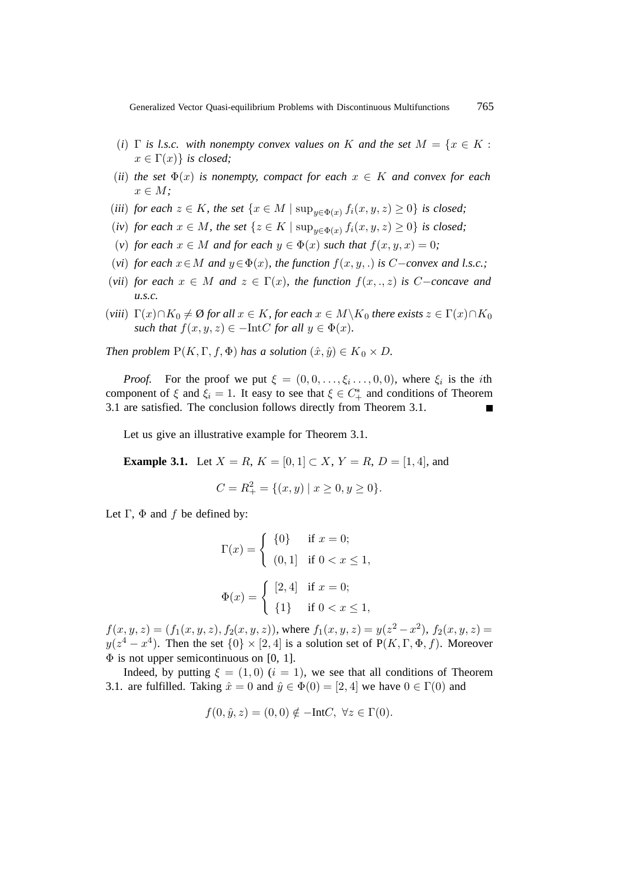(*i*) $\Gamma$ *is l.s.c. with nonempty convex values on* $K$ *and the set* $M = \{x \in K : x \in \Gamma(x)\}$ *is closed;*

(*ii*) *the set* $\Phi(x)$ *is nonempty, compact for each* $x \in K$ *and convex for each* $x \in M$*;*

(*iii*) *for each* $z \in K$*, the set* $\{x \in M \mid \sup_{y \in \Phi(x)} f_i(x, y, z) \geq 0\}$ *is closed;*

(*iv*) *for each* $x \in M$*, the set* $\{z \in K \mid \sup_{y \in \Phi(x)} f_i(x, y, z) \geq 0\}$ *is closed;*

(*v*) *for each* $x \in M$ *and for each* $y \in \Phi(x)$ *such that* $f(x, y, x) = 0$*;*

(*vi*) *for each* $x \in M$ *and* $y \in \Phi(x)$*, the function* $f(x, y, .)$ *is* $C-$*convex and l.s.c.;*

(*vii*) *for each* $x \in M$ *and* $z \in \Gamma(x)$*, the function* $f(x, ., z)$ *is* $C-$*concave and u.s.c.*

(*viii*) $\Gamma(x) \cap K_0 \neq \emptyset$ *for all* $x \in K$*, for each* $x \in M \setminus K_0$ *there exists* $z \in \Gamma(x) \cap K_0$ *such that* $f(x, y, z) \in -\text{Int}C$ *for all* $y \in \Phi(x)$*.*

*Then problem* $\text{P}(K, \Gamma, f, \Phi)$ *has a solution* $(\hat{x}, \hat{y}) \in K_0 \times D$*.*

*Proof.* For the proof we put $\xi = (0, 0, \ldots, \xi_i \ldots, 0, 0)$, where $\xi_i$ is the $i$th component of $\xi$ and $\xi_i = 1$. It easy to see that $\xi \in C_+^*$ and conditions of Theorem 3.1 are satisfied. The conclusion follows directly from Theorem 3.1. ∎

Let us give an illustrative example for Theorem 3.1.

**Example 3.1.** Let $X = R$, $K = [0, 1] \subset X$, $Y = R$, $D = [1, 4]$, and

$$C = R_+^2 = \{(x, y) \mid x \geq 0, y \geq 0\}.$$

Let $\Gamma$, $\Phi$ and $f$ be defined by:

$$\Gamma(x) = \begin{cases} \{0\} & \text{if } x = 0; \\ (0, 1] & \text{if } 0 < x \leq 1, \end{cases}$$

$$\Phi(x) = \begin{cases} [2, 4] & \text{if } x = 0; \\ \{1\} & \text{if } 0 < x \leq 1, \end{cases}$$

$f(x, y, z) = (f_1(x, y, z), f_2(x, y, z))$, where $f_1(x, y, z) = y(z^2 - x^2)$, $f_2(x, y, z) = y(z^4 - x^4)$. Then the set $\{0\} \times [2, 4]$ is a solution set of $\text{P}(K, \Gamma, \Phi, f)$. Moreover $\Phi$ is not upper semicontinuous on [0, 1].

Indeed, by putting $\xi = (1, 0)$ $(i = 1)$, we see that all conditions of Theorem 3.1. are fulfilled. Taking $\hat{x} = 0$ and $\hat{y} \in \Phi(0) = [2, 4]$ we have $0 \in \Gamma(0)$ and

$$f(0, \hat{y}, z) = (0, 0) \notin -\text{Int}C, \ \forall z \in \Gamma(0).$$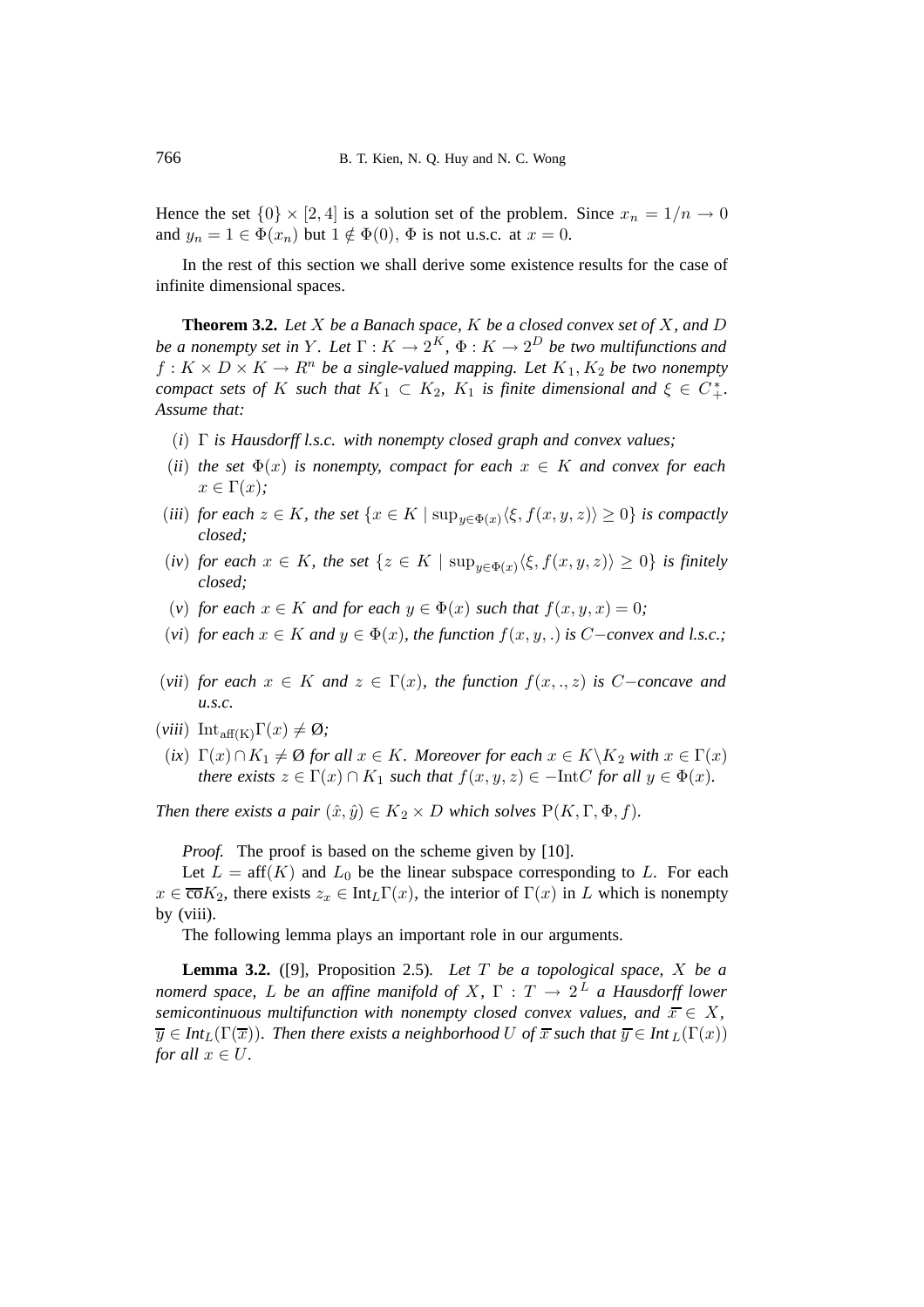Hence the set $\{0\} \times [2, 4]$ is a solution set of the problem. Since $x_n = 1/n \to 0$ and $y_n = 1 \in \Phi(x_n)$ but $1 \notin \Phi(0)$, $\Phi$ is not u.s.c. at $x = 0$.

In the rest of this section we shall derive some existence results for the case of infinite dimensional spaces.

**Theorem 3.2.** *Let $X$ be a Banach space, $K$ be a closed convex set of $X$, and $D$ be a nonempty set in $Y$. Let $\Gamma : K \to 2^K$, $\Phi : K \to 2^D$ be two multifunctions and $f : K \times D \times K \to R^n$ be a single-valued mapping. Let $K_1, K_2$ be two nonempty compact sets of $K$ such that $K_1 \subset K_2$, $K_1$ is finite dimensional and $\xi \in C^*_+$. Assume that:*

- $(i)$ *$\Gamma$ is Hausdorff l.s.c. with nonempty closed graph and convex values;*
- $(ii)$ *the set $\Phi(x)$ is nonempty, compact for each $x \in K$ and convex for each $x \in \Gamma(x)$;*
- $(iii)$ *for each $z \in K$, the set $\{x \in K \mid \sup_{y \in \Phi(x)} \langle \xi, f(x, y, z)\rangle \geq 0\}$ is compactly closed;*
- $(iv)$ *for each $x \in K$, the set $\{z \in K \mid \sup_{y \in \Phi(x)} \langle \xi, f(x, y, z)\rangle \geq 0\}$ is finitely closed;*
- $(v)$ *for each $x \in K$ and for each $y \in \Phi(x)$ such that $f(x, y, x) = 0$;*
- $(vi)$ *for each $x \in K$ and $y \in \Phi(x)$, the function $f(x, y, .)$ is $C-$convex and l.s.c.;*
- $(vii)$ *for each $x \in K$ and $z \in \Gamma(x)$, the function $f(x, ., z)$ is $C-$concave and u.s.c.*
- $(viii)$ $\mathrm{Int}_{\mathrm{aff(K)}}\Gamma(x) \neq \emptyset$*;*
- $(ix)$ *$\Gamma(x) \cap K_1 \neq \emptyset$ for all $x \in K$. Moreover for each $x \in K \backslash K_2$ with $x \in \Gamma(x)$ there exists $z \in \Gamma(x) \cap K_1$ such that $f(x, y, z) \in -\mathrm{Int}C$ for all $y \in \Phi(x)$.*

*Then there exists a pair $(\hat{x}, \hat{y}) \in K_2 \times D$ which solves $\mathrm{P}(K, \Gamma, \Phi, f)$.*

*Proof.* The proof is based on the scheme given by [10].

Let $L = \mathrm{aff}(K)$ and $L_0$ be the linear subspace corresponding to $L$. For each $x \in \overline{\mathrm{co}}K_2$, there exists $z_x \in \mathrm{Int}_L\Gamma(x)$, the interior of $\Gamma(x)$ in $L$ which is nonempty by (viii).

The following lemma plays an important role in our arguments.

**Lemma 3.2.** ([9], Proposition 2.5). *Let $T$ be a topological space, $X$ be a nomerd space, $L$ be an affine manifold of $X$, $\Gamma : T \to 2^L$ a Hausdorff lower semicontinuous multifunction with nonempty closed convex values, and $\overline{x} \in X$, $\overline{y} \in Int_L(\Gamma(\overline{x}))$. Then there exists a neighborhood $U$ of $\overline{x}$ such that $\overline{y} \in Int_L(\Gamma(x))$ for all $x \in U$.*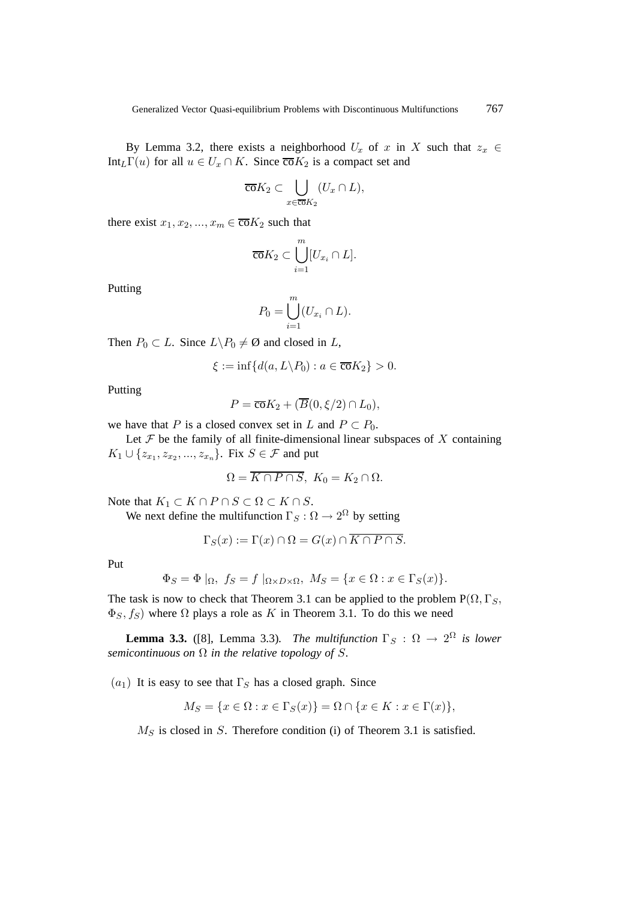By Lemma 3.2, there exists a neighborhood $U_x$ of $x$ in $X$ such that $z_x \in \mathrm{Int}_L \Gamma(u)$ for all $u \in U_x \cap K$. Since $\overline{\mathrm{co}} K_2$ is a compact set and

$$\overline{\mathrm{co}} K_2 \subset \bigcup_{x \in \overline{\mathrm{co}} K_2} (U_x \cap L),$$

there exist $x_1, x_2, ..., x_m \in \overline{\mathrm{co}} K_2$ such that

$$\overline{\mathrm{co}} K_2 \subset \bigcup_{i=1}^{m} [U_{x_i} \cap L].$$

Putting

$$P_0 = \bigcup_{i=1}^{m} (U_{x_i} \cap L).$$

Then $P_0 \subset L$. Since $L \backslash P_0 \neq \emptyset$ and closed in $L$,

$$\xi := \inf\{d(a, L \backslash P_0) : a \in \overline{\mathrm{co}} K_2\} > 0.$$

Putting

$$P = \overline{\mathrm{co}} K_2 + (\overline{B}(0, \xi/2) \cap L_0),$$

we have that $P$ is a closed convex set in $L$ and $P \subset P_0$.

Let $\mathcal{F}$ be the family of all finite-dimensional linear subspaces of $X$ containing $K_1 \cup \{z_{x_1}, z_{x_2}, ..., z_{x_n}\}$. Fix $S \in \mathcal{F}$ and put

$$\Omega = \overline{K \cap P \cap S}, \ K_0 = K_2 \cap \Omega.$$

Note that $K_1 \subset K \cap P \cap S \subset \Omega \subset K \cap S$.

We next define the multifunction $\Gamma_S : \Omega \to 2^{\Omega}$ by setting

$$\Gamma_S(x) := \Gamma(x) \cap \Omega = G(x) \cap \overline{K \cap P \cap S}.$$

Put

$$\Phi_S = \Phi\mid_{\Omega}, \ f_S = f\mid_{\Omega \times D \times \Omega}, \ M_S = \{x \in \Omega : x \in \Gamma_S(x)\}.$$

The task is now to check that Theorem 3.1 can be applied to the problem $\mathrm{P}(\Omega, \Gamma_S, \Phi_S, f_S)$ where $\Omega$ plays a role as $K$ in Theorem 3.1. To do this we need

**Lemma 3.3.** ([8], Lemma 3.3). *The multifunction $\Gamma_S : \Omega \to 2^{\Omega}$ is lower semicontinuous on $\Omega$ in the relative topology of $S$.*

$(a_1)$ It is easy to see that $\Gamma_S$ has a closed graph. Since

$$M_S = \{x \in \Omega : x \in \Gamma_S(x)\} = \Omega \cap \{x \in K : x \in \Gamma(x)\},$$

$M_S$ is closed in $S$. Therefore condition (i) of Theorem 3.1 is satisfied.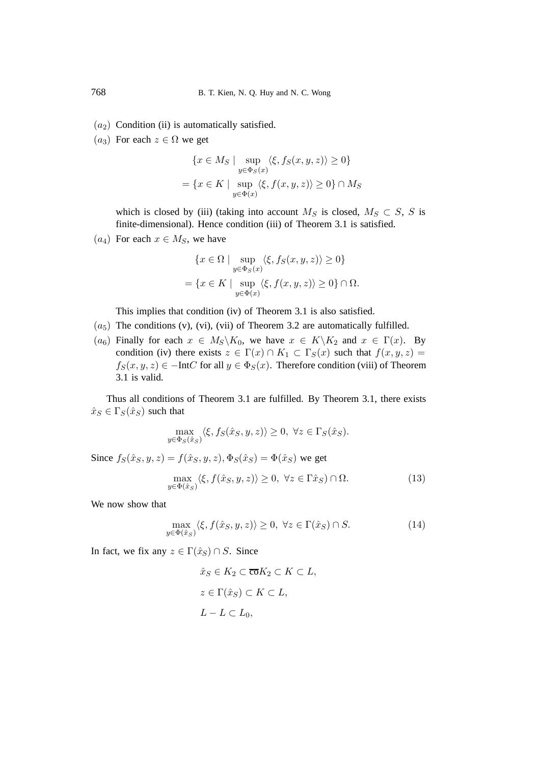($a_2$) Condition (ii) is automatically satisfied.

($a_3$) For each $z \in \Omega$ we get

$$\{x \in M_S \mid \sup_{y \in \Phi_S(x)} \langle \xi, f_S(x,y,z)\rangle \geq 0\}$$
$$= \{x \in K \mid \sup_{y \in \Phi(x)} \langle \xi, f(x,y,z)\rangle \geq 0\} \cap M_S$$

which is closed by (iii) (taking into account $M_S$ is closed, $M_S \subset S$, $S$ is finite-dimensional). Hence condition (iii) of Theorem 3.1 is satisfied.

($a_4$) For each $x \in M_S$, we have

$$\{x \in \Omega \mid \sup_{y \in \Phi_S(x)} \langle \xi, f_S(x,y,z)\rangle \geq 0\}$$
$$= \{x \in K \mid \sup_{y \in \Phi(x)} \langle \xi, f(x,y,z)\rangle \geq 0\} \cap \Omega.$$

This implies that condition (iv) of Theorem 3.1 is also satisfied.

($a_5$) The conditions (v), (vi), (vii) of Theorem 3.2 are automatically fulfilled.

($a_6$) Finally for each $x \in M_S \backslash K_0$, we have $x \in K\backslash K_2$ and $x \in \Gamma(x)$. By condition (iv) there exists $z \in \Gamma(x) \cap K_1 \subset \Gamma_S(x)$ such that $f(x,y,z) = f_S(x,y,z) \in -\text{Int}C$ for all $y \in \Phi_S(x)$. Therefore condition (viii) of Theorem 3.1 is valid.

Thus all conditions of Theorem 3.1 are fulfilled. By Theorem 3.1, there exists $\hat{x}_S \in \Gamma_S(\hat{x}_S)$ such that

$$\max_{y \in \Phi_S(\hat{x}_S)} \langle \xi, f_S(\hat{x}_S, y, z)\rangle \geq 0, \ \forall z \in \Gamma_S(\hat{x}_S).$$

Since $f_S(\hat{x}_S, y, z) = f(\hat{x}_S, y, z), \Phi_S(\hat{x}_S) = \Phi(\hat{x}_S)$ we get

$$\max_{y \in \Phi(\hat{x}_S)} \langle \xi, f(\hat{x}_S, y, z)\rangle \geq 0, \ \forall z \in \Gamma \hat{x}_S) \cap \Omega. \tag{13}$$

We now show that

$$\max_{y \in \Phi(\hat{x}_S)} \langle \xi, f(\hat{x}_S, y, z)\rangle \geq 0, \ \forall z \in \Gamma(\hat{x}_S) \cap S. \tag{14}$$

In fact, we fix any $z \in \Gamma(\hat{x}_S) \cap S$. Since

$$\hat{x}_S \in K_2 \subset \overline{\text{co}} K_2 \subset K \subset L,$$
$$z \in \Gamma(\hat{x}_S) \subset K \subset L,$$
$$L - L \subset L_0,$$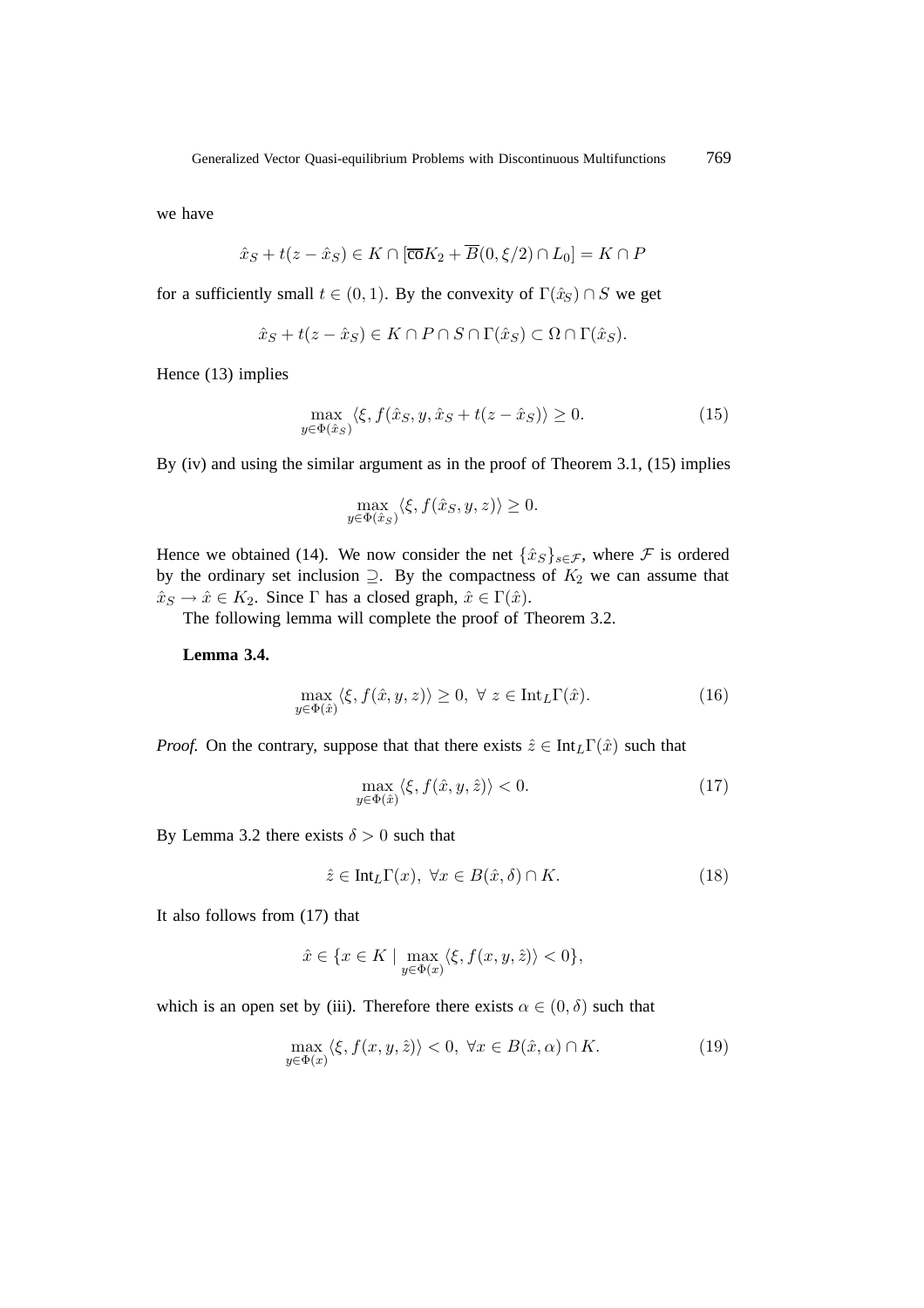we have

$$\hat{x}_S + t(z - \hat{x}_S) \in K \cap [\overline{\text{co}} K_2 + \overline{B}(0, \xi/2) \cap L_0] = K \cap P$$

for a sufficiently small $t \in (0, 1)$. By the convexity of $\Gamma(\hat{x}_S) \cap S$ we get

$$\hat{x}_S + t(z - \hat{x}_S) \in K \cap P \cap S \cap \Gamma(\hat{x}_S) \subset \Omega \cap \Gamma(\hat{x}_S).$$

Hence (13) implies

$$\max_{y \in \Phi(\hat{x}_S)} \langle \xi, f(\hat{x}_S, y, \hat{x}_S + t(z - \hat{x}_S)) \rangle \geq 0. \tag{15}$$

By (iv) and using the similar argument as in the proof of Theorem 3.1, (15) implies

$$\max_{y \in \Phi(\hat{x}_S)} \langle \xi, f(\hat{x}_S, y, z) \rangle \geq 0.$$

Hence we obtained (14). We now consider the net $\{\hat{x}_S\}_{s \in \mathcal{F}}$, where $\mathcal{F}$ is ordered by the ordinary set inclusion $\supseteq$. By the compactness of $K_2$ we can assume that $\hat{x}_S \to \hat{x} \in K_2$. Since $\Gamma$ has a closed graph, $\hat{x} \in \Gamma(\hat{x})$.

The following lemma will complete the proof of Theorem 3.2.

**Lemma 3.4.**

$$\max_{y \in \Phi(\hat{x})} \langle \xi, f(\hat{x}, y, z) \rangle \geq 0, \ \forall \ z \in \text{Int}_L \Gamma(\hat{x}). \tag{16}$$

*Proof.* On the contrary, suppose that that there exists $\hat{z} \in \text{Int}_L \Gamma(\hat{x})$ such that

$$\max_{y \in \Phi(\hat{x})} \langle \xi, f(\hat{x}, y, \hat{z}) \rangle < 0. \tag{17}$$

By Lemma 3.2 there exists $\delta > 0$ such that

$$\hat{z} \in \text{Int}_L \Gamma(x), \ \forall x \in B(\hat{x}, \delta) \cap K. \tag{18}$$

It also follows from (17) that

$$\hat{x} \in \{x \in K \mid \max_{y \in \Phi(x)} \langle \xi, f(x, y, \hat{z}) \rangle < 0\},$$

which is an open set by (iii). Therefore there exists $\alpha \in (0, \delta)$ such that

$$\max_{y \in \Phi(x)} \langle \xi, f(x, y, \hat{z}) \rangle < 0, \ \forall x \in B(\hat{x}, \alpha) \cap K. \tag{19}$$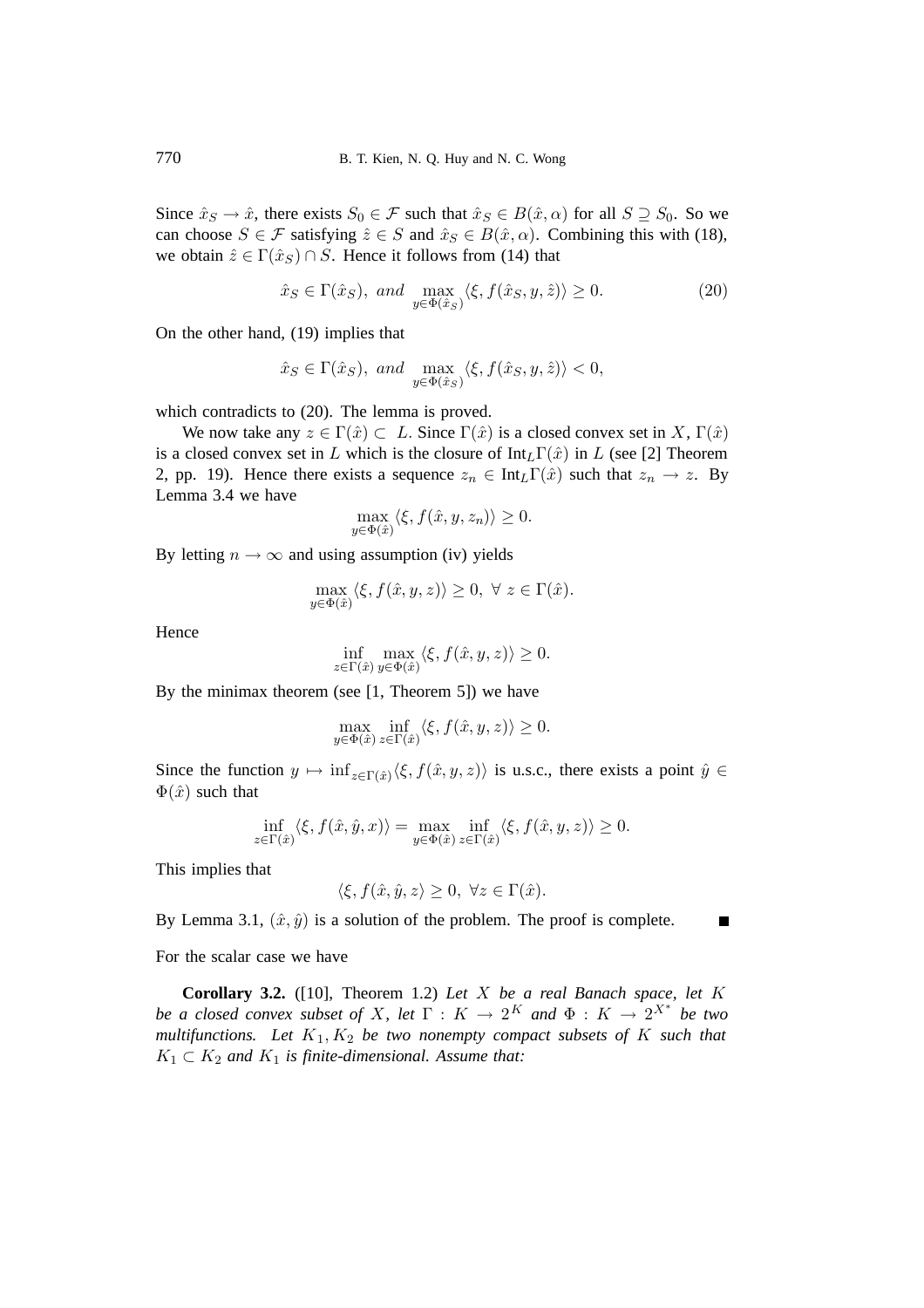Since $\hat{x}_S \to \hat{x}$, there exists $S_0 \in \mathcal{F}$ such that $\hat{x}_S \in B(\hat{x}, \alpha)$ for all $S \supseteq S_0$. So we can choose $S \in \mathcal{F}$ satisfying $\hat{z} \in S$ and $\hat{x}_S \in B(\hat{x}, \alpha)$. Combining this with (18), we obtain $\hat{z} \in \Gamma(\hat{x}_S) \cap S$. Hence it follows from (14) that

$$\hat{x}_S \in \Gamma(\hat{x}_S), \ and \ \max_{y \in \Phi(\hat{x}_S)} \langle \xi, f(\hat{x}_S, y, \hat{z}) \rangle \geq 0. \tag{20}$$

On the other hand, (19) implies that

$$\hat{x}_S \in \Gamma(\hat{x}_S), \ and \ \max_{y \in \Phi(\hat{x}_S)} \langle \xi, f(\hat{x}_S, y, \hat{z}) \rangle < 0,$$

which contradicts to (20). The lemma is proved.

We now take any $z \in \Gamma(\hat{x}) \subset L$. Since $\Gamma(\hat{x})$ is a closed convex set in $X$, $\Gamma(\hat{x})$ is a closed convex set in $L$ which is the closure of $\text{Int}_L \Gamma(\hat{x})$ in $L$ (see [2] Theorem 2, pp. 19). Hence there exists a sequence $z_n \in \text{Int}_L \Gamma(\hat{x})$ such that $z_n \to z$. By Lemma 3.4 we have

$$\max_{y \in \Phi(\hat{x})} \langle \xi, f(\hat{x}, y, z_n) \rangle \geq 0.$$

By letting $n \to \infty$ and using assumption (iv) yields

$$\max_{y \in \Phi(\hat{x})} \langle \xi, f(\hat{x}, y, z) \rangle \geq 0, \ \forall \ z \in \Gamma(\hat{x}).$$

Hence

$$\inf_{z \in \Gamma(\hat{x})} \max_{y \in \Phi(\hat{x})} \langle \xi, f(\hat{x}, y, z) \rangle \geq 0.$$

By the minimax theorem (see [1, Theorem 5]) we have

$$\max_{y \in \Phi(\hat{x})} \inf_{z \in \Gamma(\hat{x})} \langle \xi, f(\hat{x}, y, z) \rangle \geq 0.$$

Since the function $y \mapsto \inf_{z \in \Gamma(\hat{x})} \langle \xi, f(\hat{x}, y, z) \rangle$ is u.s.c., there exists a point $\hat{y} \in \Phi(\hat{x})$ such that

$$\inf_{z \in \Gamma(\hat{x})} \langle \xi, f(\hat{x}, \hat{y}, x) \rangle = \max_{y \in \Phi(\hat{x})} \inf_{z \in \Gamma(\hat{x})} \langle \xi, f(\hat{x}, y, z) \rangle \geq 0.$$

This implies that

$$\langle \xi, f(\hat{x}, \hat{y}, z \rangle \geq 0, \ \forall z \in \Gamma(\hat{x}).$$

By Lemma 3.1, $(\hat{x}, \hat{y})$ is a solution of the problem. The proof is complete. ∎

For the scalar case we have

**Corollary 3.2.** ([10], Theorem 1.2) *Let $X$ be a real Banach space, let $K$ be a closed convex subset of $X$, let $\Gamma : K \to 2^K$ and $\Phi : K \to 2^{X^*}$ be two multifunctions. Let $K_1, K_2$ be two nonempty compact subsets of $K$ such that $K_1 \subset K_2$ and $K_1$ is finite-dimensional. Assume that:*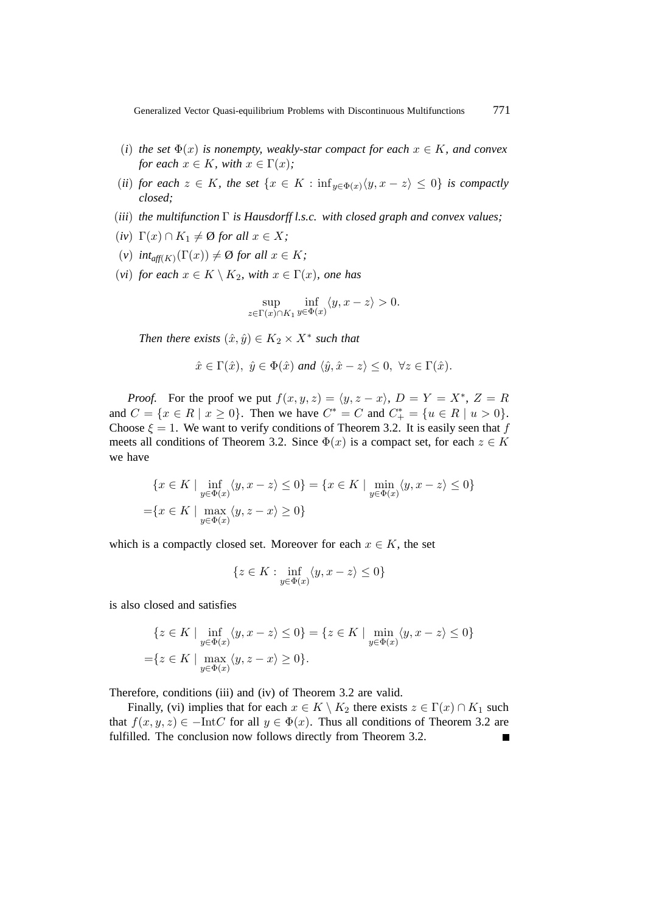(*i*) *the set* $\Phi(x)$ *is nonempty, weakly-star compact for each* $x \in K$*, and convex for each* $x \in K$*, with* $x \in \Gamma(x)$*;*

(*ii*) *for each* $z \in K$*, the set* $\{x \in K : \inf_{y\in\Phi(x)}\langle y, x - z\rangle \leq 0\}$ *is compactly closed;*

(*iii*) *the multifunction* $\Gamma$ *is Hausdorff l.s.c. with closed graph and convex values;*

(*iv*) $\Gamma(x) \cap K_1 \neq \emptyset$ *for all* $x \in X$*;*

(*v*) $int_{aff(K)}(\Gamma(x)) \neq \emptyset$ *for all* $x \in K$*;*

(*vi*) *for each* $x \in K \setminus K_2$*, with* $x \in \Gamma(x)$*, one has*

$$\sup_{z\in\Gamma(x)\cap K_1} \inf_{y\in\Phi(x)} \langle y, x - z\rangle > 0.$$

*Then there exists* $(\hat{x}, \hat{y}) \in K_2 \times X^*$ *such that*

$$\hat{x} \in \Gamma(\hat{x}),\ \hat{y} \in \Phi(\hat{x}) \text{ and } \langle \hat{y}, \hat{x} - z\rangle \leq 0,\ \forall z \in \Gamma(\hat{x}).$$

*Proof.* For the proof we put $f(x, y, z) = \langle y, z - x\rangle$, $D = Y = X^*$, $Z = R$ and $C = \{x \in R \mid x \geq 0\}$. Then we have $C^* = C$ and $C^*_+ = \{u \in R \mid u > 0\}$. Choose $\xi = 1$. We want to verify conditions of Theorem 3.2. It is easily seen that $f$ meets all conditions of Theorem 3.2. Since $\Phi(x)$ is a compact set, for each $z \in K$ we have

$$\begin{aligned}
&\{x \in K \mid \inf_{y\in\Phi(x)} \langle y, x - z\rangle \leq 0\} = \{x \in K \mid \min_{y\in\Phi(x)} \langle y, x - z\rangle \leq 0\}\\
=&\{x \in K \mid \max_{y\in\Phi(x)} \langle y, z - x\rangle \geq 0\}
\end{aligned}$$

which is a compactly closed set. Moreover for each $x \in K$, the set

$$\{z \in K : \inf_{y\in\Phi(x)} \langle y, x - z\rangle \leq 0\}$$

is also closed and satisfies

$$\begin{aligned}
&\{z \in K \mid \inf_{y\in\Phi(x)} \langle y, x - z\rangle \leq 0\} = \{z \in K \mid \min_{y\in\Phi(x)} \langle y, x - z\rangle \leq 0\}\\
=&\{z \in K \mid \max_{y\in\Phi(x)} \langle y, z - x\rangle \geq 0\}.
\end{aligned}$$

Therefore, conditions (iii) and (iv) of Theorem 3.2 are valid.

Finally, (vi) implies that for each $x \in K \setminus K_2$ there exists $z \in \Gamma(x) \cap K_1$ such that $f(x, y, z) \in -\text{Int}C$ for all $y \in \Phi(x)$. Thus all conditions of Theorem 3.2 are fulfilled. The conclusion now follows directly from Theorem 3.2. ∎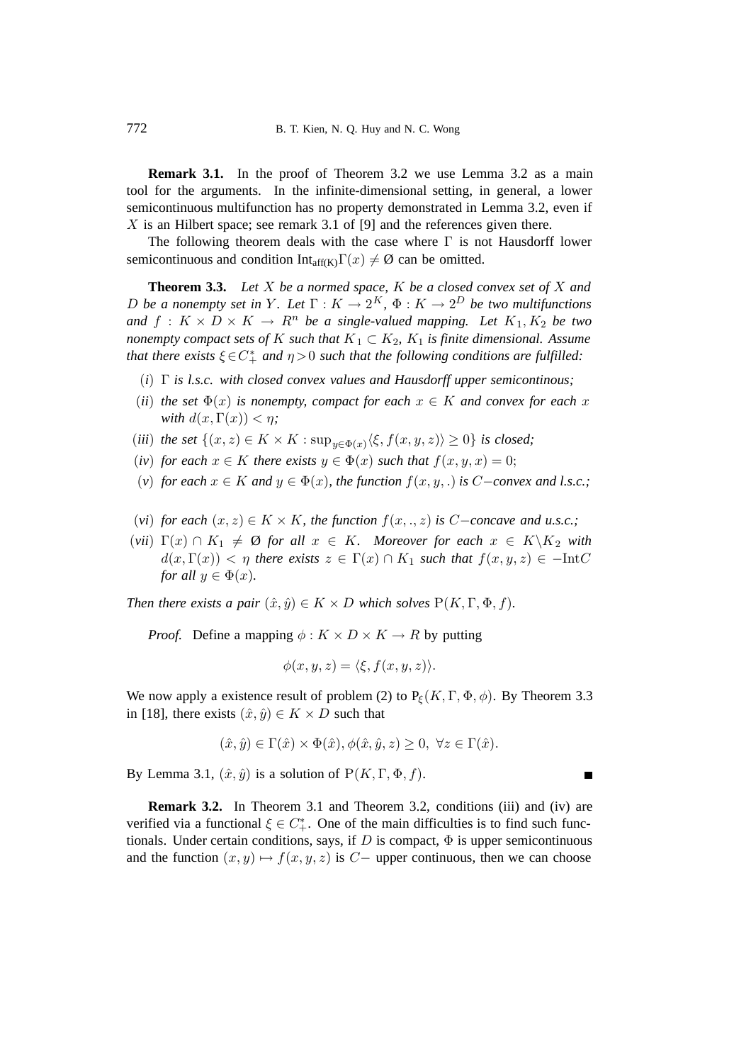**Remark 3.1.** In the proof of Theorem 3.2 we use Lemma 3.2 as a main tool for the arguments. In the infinite-dimensional setting, in general, a lower semicontinuous multifunction has no property demonstrated in Lemma 3.2, even if $X$ is an Hilbert space; see remark 3.1 of [9] and the references given there.

The following theorem deals with the case where $\Gamma$ is not Hausdorff lower semicontinuous and condition $\mathrm{Int}_{\mathrm{aff(K)}}\Gamma(x) \neq \emptyset$ can be omitted.

**Theorem 3.3.** *Let $X$ be a normed space, $K$ be a closed convex set of $X$ and $D$ be a nonempty set in $Y$. Let $\Gamma : K \to 2^K$, $\Phi : K \to 2^D$ be two multifunctions and $f : K \times D \times K \to R^n$ be a single-valued mapping. Let $K_1, K_2$ be two nonempty compact sets of $K$ such that $K_1 \subset K_2$, $K_1$ is finite dimensional. Assume that there exists $\xi \in C_+^*$ and $\eta > 0$ such that the following conditions are fulfilled:*

- $(i)$ *$\Gamma$ is l.s.c. with closed convex values and Hausdorff upper semicontinous;*
- $(ii)$ *the set $\Phi(x)$ is nonempty, compact for each $x \in K$ and convex for each $x$ with $d(x, \Gamma(x)) < \eta$;*
- $(iii)$ *the set $\{(x,z) \in K \times K : \sup_{y \in \Phi(x)} \langle \xi, f(x,y,z)\rangle \geq 0\}$ is closed;*
- $(iv)$ *for each $x \in K$ there exists $y \in \Phi(x)$ such that $f(x,y,x) = 0$;*
- $(v)$ *for each $x \in K$ and $y \in \Phi(x)$, the function $f(x,y,.)$ is $C-$convex and l.s.c.;*
- $(vi)$ *for each $(x,z) \in K \times K$, the function $f(x,.,z)$ is $C-$concave and u.s.c.;*
- $(vii)$ *$\Gamma(x) \cap K_1 \neq \emptyset$ for all $x \in K$. Moreover for each $x \in K \backslash K_2$ with $d(x, \Gamma(x)) < \eta$ there exists $z \in \Gamma(x) \cap K_1$ such that $f(x,y,z) \in -\mathrm{Int}C$ for all $y \in \Phi(x)$.*

*Then there exists a pair $(\hat{x}, \hat{y}) \in K \times D$ which solves $\mathrm{P}(K, \Gamma, \Phi, f)$.*

*Proof.* Define a mapping $\phi : K \times D \times K \to R$ by putting

$$\phi(x,y,z) = \langle \xi, f(x,y,z)\rangle.$$

We now apply a existence result of problem (2) to $\mathrm{P}_\xi(K, \Gamma, \Phi, \phi)$. By Theorem 3.3 in [18], there exists $(\hat{x}, \hat{y}) \in K \times D$ such that

$$(\hat{x}, \hat{y}) \in \Gamma(\hat{x}) \times \Phi(\hat{x}), \phi(\hat{x}, \hat{y}, z) \geq 0, \ \forall z \in \Gamma(\hat{x}).$$

By Lemma 3.1, $(\hat{x}, \hat{y})$ is a solution of $\mathrm{P}(K, \Gamma, \Phi, f)$. ∎

**Remark 3.2.** In Theorem 3.1 and Theorem 3.2, conditions (iii) and (iv) are verified via a functional $\xi \in C_+^*$. One of the main difficulties is to find such functionals. Under certain conditions, says, if $D$ is compact, $\Phi$ is upper semicontinuous and the function $(x,y) \mapsto f(x,y,z)$ is $C-$ upper continuous, then we can choose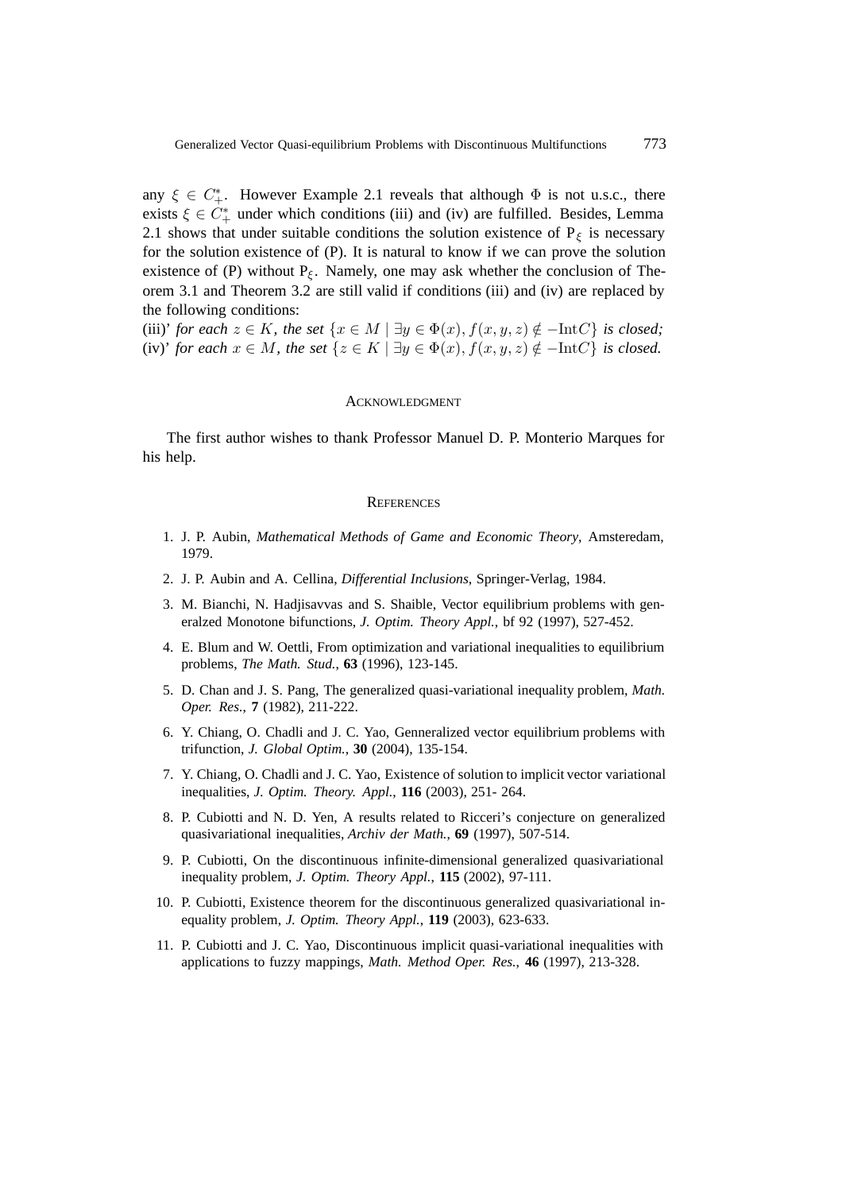any $\xi \in C_+^*$. However Example 2.1 reveals that although $\Phi$ is not u.s.c., there exists $\xi \in C_+^*$ under which conditions (iii) and (iv) are fulfilled. Besides, Lemma 2.1 shows that under suitable conditions the solution existence of $\mathrm{P}_\xi$ is necessary for the solution existence of (P). It is natural to know if we can prove the solution existence of (P) without $\mathrm{P}_\xi$. Namely, one may ask whether the conclusion of Theorem 3.1 and Theorem 3.2 are still valid if conditions (iii) and (iv) are replaced by the following conditions:

(iii)' *for each* $z \in K$, *the set* $\{x \in M \mid \exists y \in \Phi(x), f(x, y, z) \notin -\mathrm{Int}C\}$ *is closed;*
(iv)' *for each* $x \in M$, *the set* $\{z \in K \mid \exists y \in \Phi(x), f(x, y, z) \notin -\mathrm{Int}C\}$ *is closed.*

## Acknowledgment

The first author wishes to thank Professor Manuel D. P. Monterio Marques for his help.

## References

1. J. P. Aubin, *Mathematical Methods of Game and Economic Theory*, Amsteredam, 1979.
2. J. P. Aubin and A. Cellina, *Differential Inclusions*, Springer-Verlag, 1984.
3. M. Bianchi, N. Hadjisavvas and S. Shaible, Vector equilibrium problems with generalzed Monotone bifunctions, *J. Optim. Theory Appl.*, bf 92 (1997), 527-452.
4. E. Blum and W. Oettli, From optimization and variational inequalities to equilibrium problems, *The Math. Stud.*, **63** (1996), 123-145.
5. D. Chan and J. S. Pang, The generalized quasi-variational inequality problem, *Math. Oper. Res.*, **7** (1982), 211-222.
6. Y. Chiang, O. Chadli and J. C. Yao, Genneralized vector equilibrium problems with trifunction, *J. Global Optim.*, **30** (2004), 135-154.
7. Y. Chiang, O. Chadli and J. C. Yao, Existence of solution to implicit vector variational inequalities, *J. Optim. Theory. Appl.*, **116** (2003), 251- 264.
8. P. Cubiotti and N. D. Yen, A results related to Ricceri's conjecture on generalized quasivariational inequalities, *Archiv der Math.*, **69** (1997), 507-514.
9. P. Cubiotti, On the discontinuous infinite-dimensional generalized quasivariational inequality problem, *J. Optim. Theory Appl.*, **115** (2002), 97-111.
10. P. Cubiotti, Existence theorem for the discontinuous generalized quasivariational inequality problem, *J. Optim. Theory Appl.*, **119** (2003), 623-633.
11. P. Cubiotti and J. C. Yao, Discontinuous implicit quasi-variational inequalities with applications to fuzzy mappings, *Math. Method Oper. Res.*, **46** (1997), 213-328.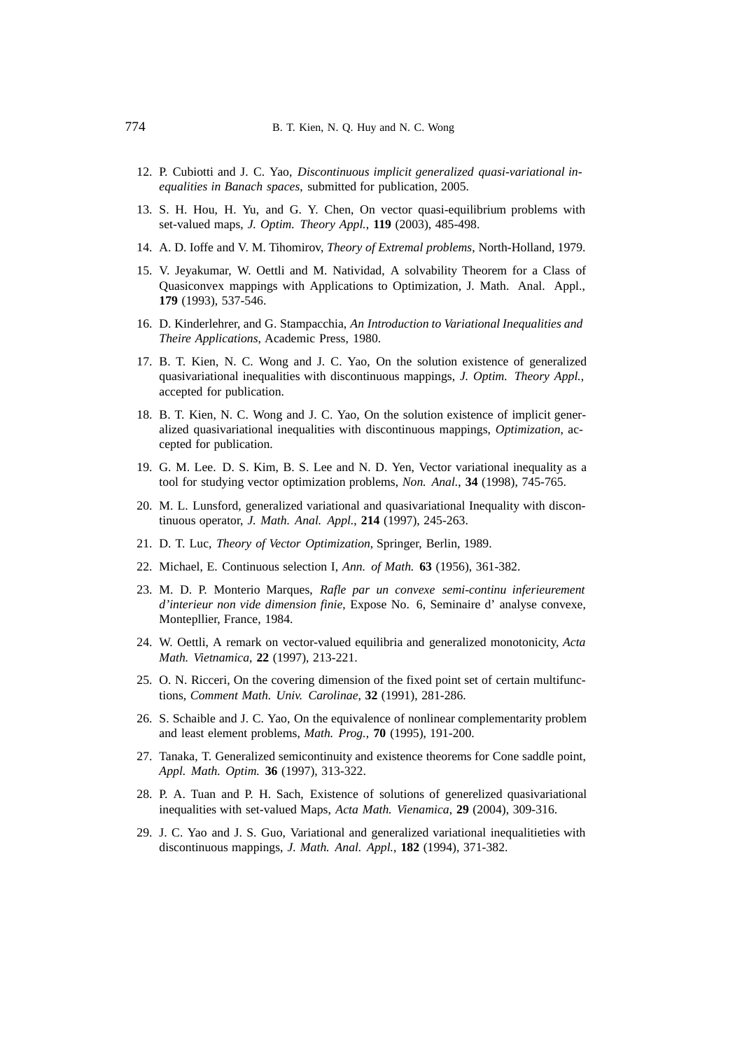12. P. Cubiotti and J. C. Yao, *Discontinuous implicit generalized quasi-variational inequalities in Banach spaces*, submitted for publication, 2005.

13. S. H. Hou, H. Yu, and G. Y. Chen, On vector quasi-equilibrium problems with set-valued maps, *J. Optim. Theory Appl.*, **119** (2003), 485-498.

14. A. D. Ioffe and V. M. Tihomirov, *Theory of Extremal problems*, North-Holland, 1979.

15. V. Jeyakumar, W. Oettli and M. Natividad, A solvability Theorem for a Class of Quasiconvex mappings with Applications to Optimization, J. Math. Anal. Appl., **179** (1993), 537-546.

16. D. Kinderlehrer, and G. Stampacchia, *An Introduction to Variational Inequalities and Theire Applications*, Academic Press, 1980.

17. B. T. Kien, N. C. Wong and J. C. Yao, On the solution existence of generalized quasivariational inequalities with discontinuous mappings, *J. Optim. Theory Appl.*, accepted for publication.

18. B. T. Kien, N. C. Wong and J. C. Yao, On the solution existence of implicit generalized quasivariational inequalities with discontinuous mappings, *Optimization*, accepted for publication.

19. G. M. Lee. D. S. Kim, B. S. Lee and N. D. Yen, Vector variational inequality as a tool for studying vector optimization problems, *Non. Anal.*, **34** (1998), 745-765.

20. M. L. Lunsford, generalized variational and quasivariational Inequality with discontinuous operator, *J. Math. Anal. Appl.*, **214** (1997), 245-263.

21. D. T. Luc, *Theory of Vector Optimization*, Springer, Berlin, 1989.

22. Michael, E. Continuous selection I, *Ann. of Math.* **63** (1956), 361-382.

23. M. D. P. Monterio Marques, *Rafle par un convexe semi-continu inferieurement d'interieur non vide dimension finie*, Expose No. 6, Seminaire d' analyse convexe, Montepllier, France, 1984.

24. W. Oettli, A remark on vector-valued equilibria and generalized monotonicity, *Acta Math. Vietnamica*, **22** (1997), 213-221.

25. O. N. Ricceri, On the covering dimension of the fixed point set of certain multifunctions, *Comment Math. Univ. Carolinae*, **32** (1991), 281-286.

26. S. Schaible and J. C. Yao, On the equivalence of nonlinear complementarity problem and least element problems, *Math. Prog.*, **70** (1995), 191-200.

27. Tanaka, T. Generalized semicontinuity and existence theorems for Cone saddle point, *Appl. Math. Optim.* **36** (1997), 313-322.

28. P. A. Tuan and P. H. Sach, Existence of solutions of generelized quasivariational inequalities with set-valued Maps, *Acta Math. Vienamica*, **29** (2004), 309-316.

29. J. C. Yao and J. S. Guo, Variational and generalized variational inequalitieties with discontinuous mappings, *J. Math. Anal. Appl.*, **182** (1994), 371-382.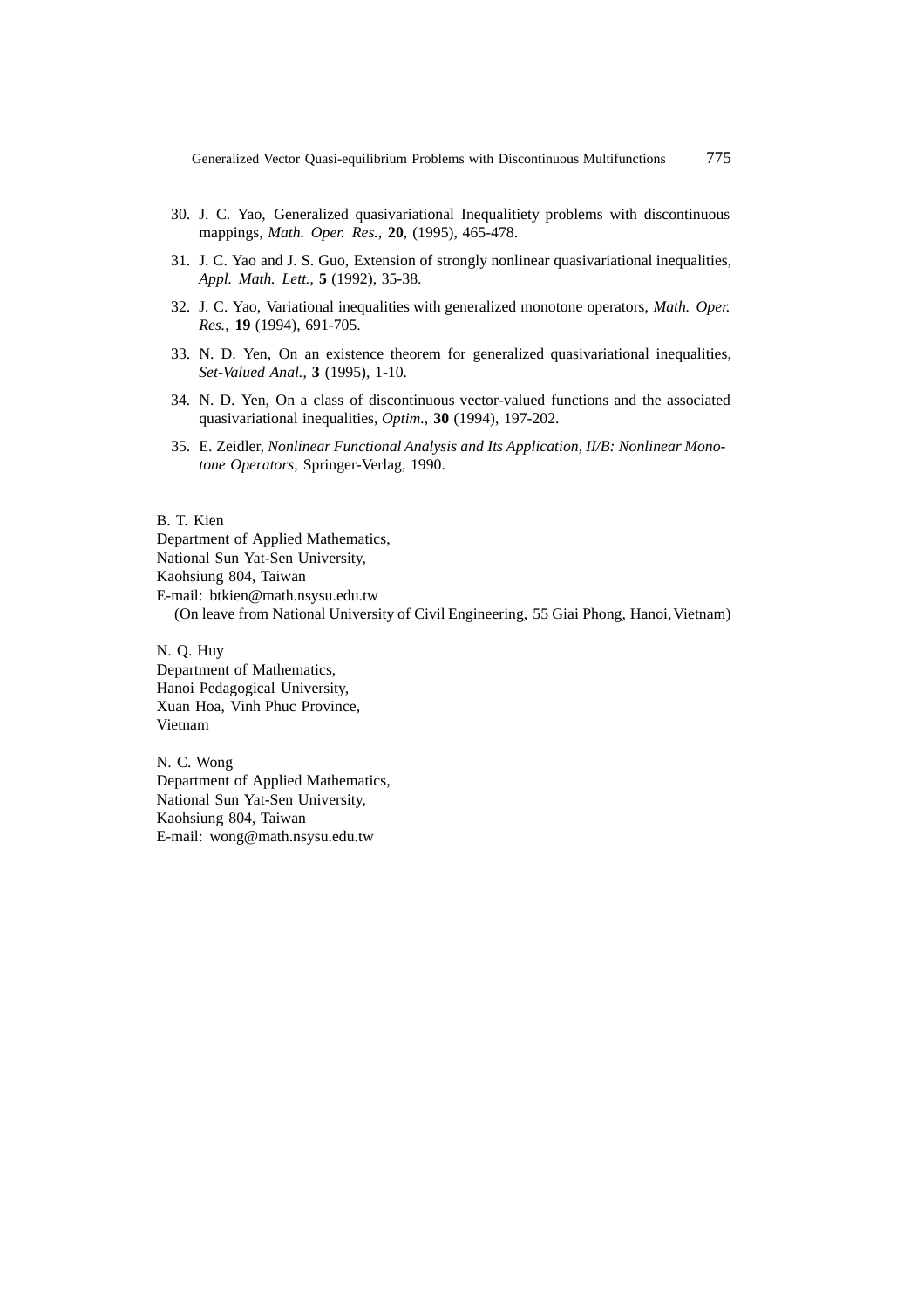30. J. C. Yao, Generalized quasivariational Inequalitiety problems with discontinuous mappings, *Math. Oper. Res.*, **20**, (1995), 465-478.

31. J. C. Yao and J. S. Guo, Extension of strongly nonlinear quasivariational inequalities, *Appl. Math. Lett.*, **5** (1992), 35-38.

32. J. C. Yao, Variational inequalities with generalized monotone operators, *Math. Oper. Res.*, **19** (1994), 691-705.

33. N. D. Yen, On an existence theorem for generalized quasivariational inequalities, *Set-Valued Anal.*, **3** (1995), 1-10.

34. N. D. Yen, On a class of discontinuous vector-valued functions and the associated quasivariational inequalities, *Optim.*, **30** (1994), 197-202.

35. E. Zeidler, *Nonlinear Functional Analysis and Its Application, II/B: Nonlinear Monotone Operators*, Springer-Verlag, 1990.

B. T. Kien
Department of Applied Mathematics,
National Sun Yat-Sen University,
Kaohsiung 804, Taiwan
E-mail: btkien@math.nsysu.edu.tw
(On leave from National University of Civil Engineering, 55 Giai Phong, Hanoi, Vietnam)

N. Q. Huy
Department of Mathematics,
Hanoi Pedagogical University,
Xuan Hoa, Vinh Phuc Province,
Vietnam

N. C. Wong
Department of Applied Mathematics,
National Sun Yat-Sen University,
Kaohsiung 804, Taiwan
E-mail: wong@math.nsysu.edu.tw